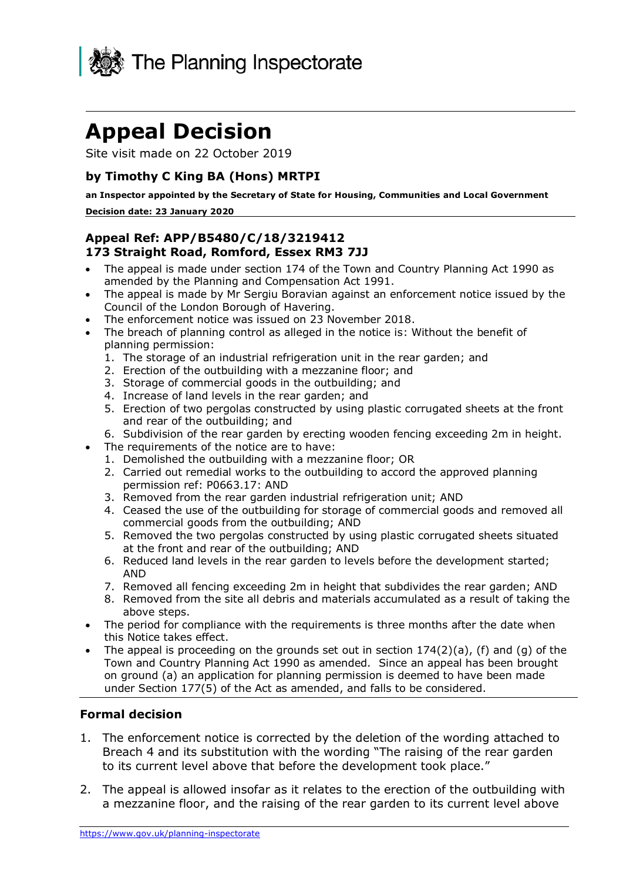The Planning Inspectorate

# Appeal Decision

Site visit made on 22 October 2019

### by Timothy C King BA (Hons) MRTPI

**an Inspector appointed by the Secretary of State for Housing, Communities and Local Government**

**Decision date: 23 January 2020**

### Appeal Ref: APP/B5480/C/18/3219412
### 173 Straight Road, Romford, Essex RM3 7JJ

- The appeal is made under section 174 of the Town and Country Planning Act 1990 as amended by the Planning and Compensation Act 1991.
- The appeal is made by Mr Sergiu Boravian against an enforcement notice issued by the Council of the London Borough of Havering.
- The enforcement notice was issued on 23 November 2018.
- The breach of planning control as alleged in the notice is: Without the benefit of planning permission:
  1. The storage of an industrial refrigeration unit in the rear garden; and
  2. Erection of the outbuilding with a mezzanine floor; and
  3. Storage of commercial goods in the outbuilding; and
  4. Increase of land levels in the rear garden; and
  5. Erection of two pergolas constructed by using plastic corrugated sheets at the front and rear of the outbuilding; and
  6. Subdivision of the rear garden by erecting wooden fencing exceeding 2m in height.
- The requirements of the notice are to have:
  1. Demolished the outbuilding with a mezzanine floor; OR
  2. Carried out remedial works to the outbuilding to accord the approved planning permission ref: P0663.17: AND
  3. Removed from the rear garden industrial refrigeration unit; AND
  4. Ceased the use of the outbuilding for storage of commercial goods and removed all commercial goods from the outbuilding; AND
  5. Removed the two pergolas constructed by using plastic corrugated sheets situated at the front and rear of the outbuilding; AND
  6. Reduced land levels in the rear garden to levels before the development started; AND
  7. Removed all fencing exceeding 2m in height that subdivides the rear garden; AND
  8. Removed from the site all debris and materials accumulated as a result of taking the above steps.
- The period for compliance with the requirements is three months after the date when this Notice takes effect.
- The appeal is proceeding on the grounds set out in section 174(2)(a), (f) and (g) of the Town and Country Planning Act 1990 as amended. Since an appeal has been brought on ground (a) an application for planning permission is deemed to have been made under Section 177(5) of the Act as amended, and falls to be considered.

### Formal decision

1. The enforcement notice is corrected by the deletion of the wording attached to Breach 4 and its substitution with the wording "The raising of the rear garden to its current level above that before the development took place."

2. The appeal is allowed insofar as it relates to the erection of the outbuilding with a mezzanine floor, and the raising of the rear garden to its current level above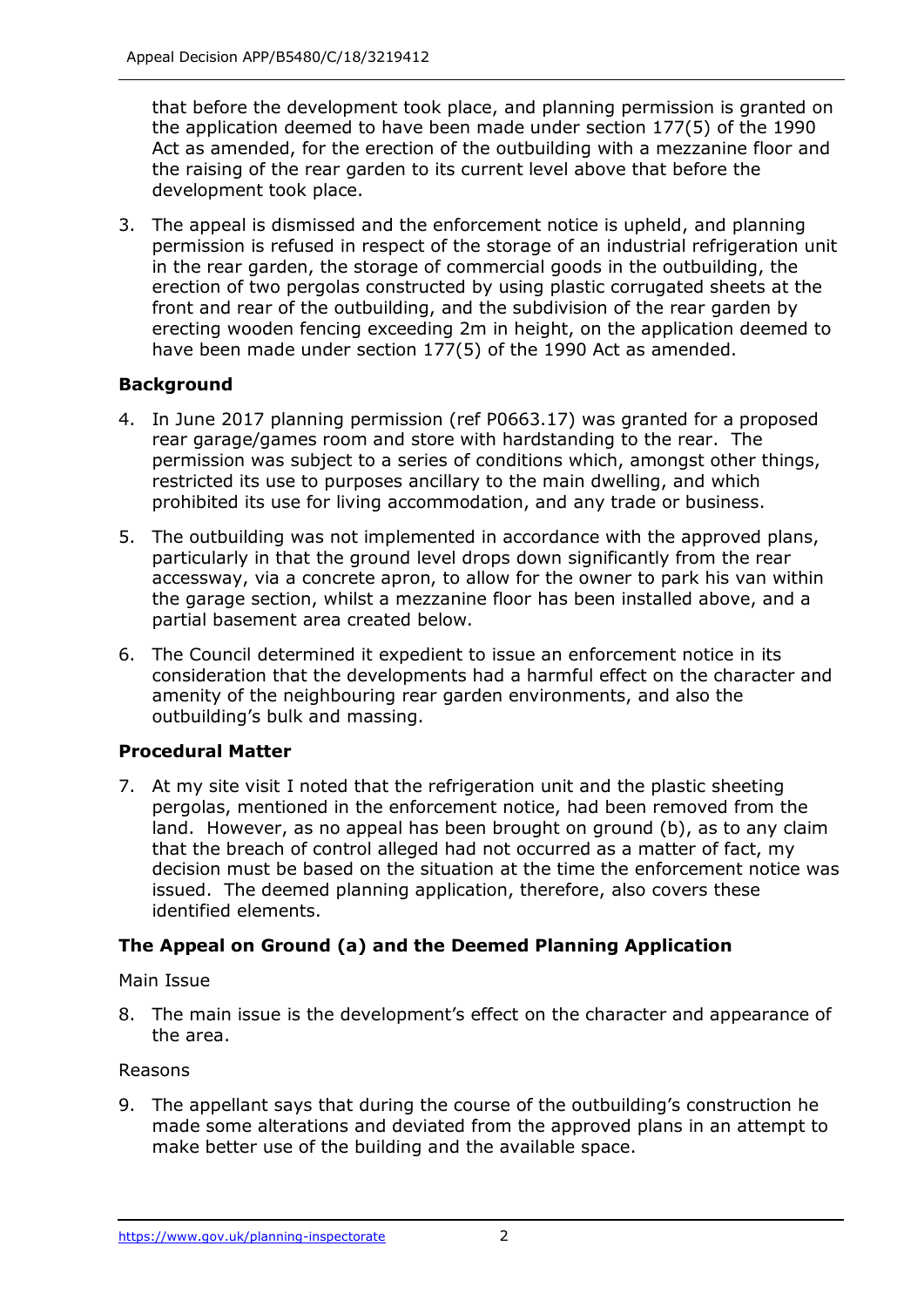that before the development took place, and planning permission is granted on the application deemed to have been made under section 177(5) of the 1990 Act as amended, for the erection of the outbuilding with a mezzanine floor and the raising of the rear garden to its current level above that before the development took place.

3. The appeal is dismissed and the enforcement notice is upheld, and planning permission is refused in respect of the storage of an industrial refrigeration unit in the rear garden, the storage of commercial goods in the outbuilding, the erection of two pergolas constructed by using plastic corrugated sheets at the front and rear of the outbuilding, and the subdivision of the rear garden by erecting wooden fencing exceeding 2m in height, on the application deemed to have been made under section 177(5) of the 1990 Act as amended.

## Background

4. In June 2017 planning permission (ref P0663.17) was granted for a proposed rear garage/games room and store with hardstanding to the rear. The permission was subject to a series of conditions which, amongst other things, restricted its use to purposes ancillary to the main dwelling, and which prohibited its use for living accommodation, and any trade or business.

5. The outbuilding was not implemented in accordance with the approved plans, particularly in that the ground level drops down significantly from the rear accessway, via a concrete apron, to allow for the owner to park his van within the garage section, whilst a mezzanine floor has been installed above, and a partial basement area created below.

6. The Council determined it expedient to issue an enforcement notice in its consideration that the developments had a harmful effect on the character and amenity of the neighbouring rear garden environments, and also the outbuilding's bulk and massing.

## Procedural Matter

7. At my site visit I noted that the refrigeration unit and the plastic sheeting pergolas, mentioned in the enforcement notice, had been removed from the land. However, as no appeal has been brought on ground (b), as to any claim that the breach of control alleged had not occurred as a matter of fact, my decision must be based on the situation at the time the enforcement notice was issued. The deemed planning application, therefore, also covers these identified elements.

## The Appeal on Ground (a) and the Deemed Planning Application

Main Issue

8. The main issue is the development's effect on the character and appearance of the area.

Reasons

9. The appellant says that during the course of the outbuilding's construction he made some alterations and deviated from the approved plans in an attempt to make better use of the building and the available space.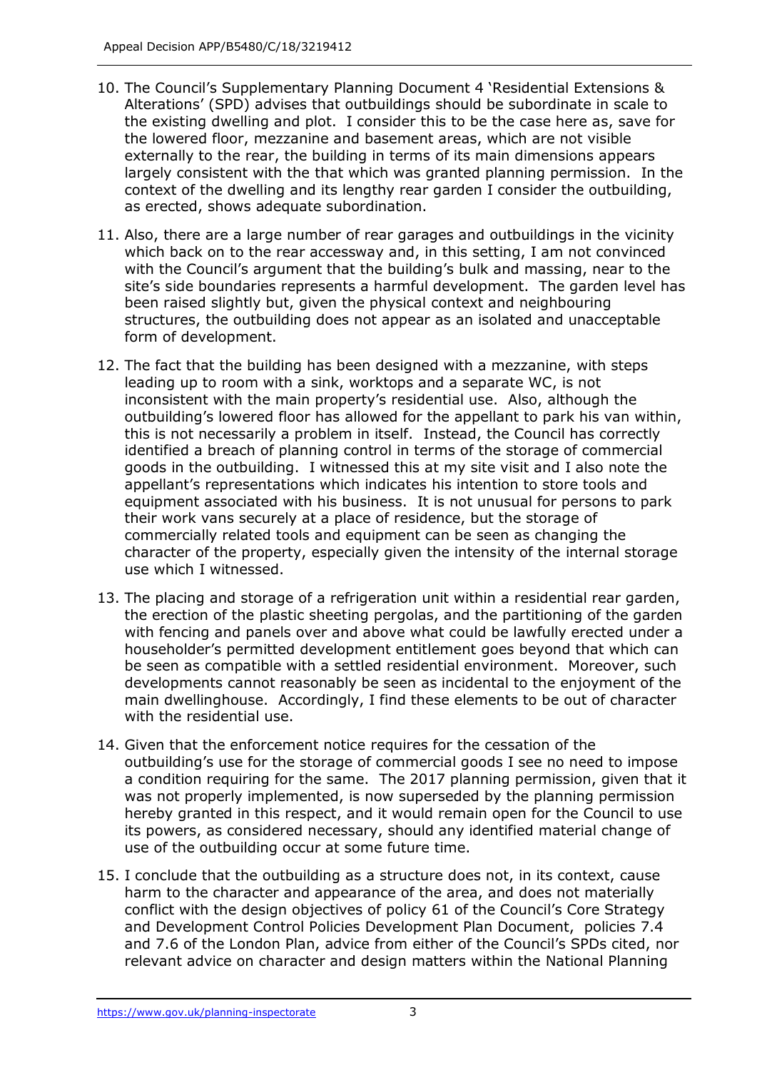10. The Council's Supplementary Planning Document 4 'Residential Extensions & Alterations' (SPD) advises that outbuildings should be subordinate in scale to the existing dwelling and plot. I consider this to be the case here as, save for the lowered floor, mezzanine and basement areas, which are not visible externally to the rear, the building in terms of its main dimensions appears largely consistent with the that which was granted planning permission. In the context of the dwelling and its lengthy rear garden I consider the outbuilding, as erected, shows adequate subordination.

11. Also, there are a large number of rear garages and outbuildings in the vicinity which back on to the rear accessway and, in this setting, I am not convinced with the Council's argument that the building's bulk and massing, near to the site's side boundaries represents a harmful development. The garden level has been raised slightly but, given the physical context and neighbouring structures, the outbuilding does not appear as an isolated and unacceptable form of development.

12. The fact that the building has been designed with a mezzanine, with steps leading up to room with a sink, worktops and a separate WC, is not inconsistent with the main property's residential use. Also, although the outbuilding's lowered floor has allowed for the appellant to park his van within, this is not necessarily a problem in itself. Instead, the Council has correctly identified a breach of planning control in terms of the storage of commercial goods in the outbuilding. I witnessed this at my site visit and I also note the appellant's representations which indicates his intention to store tools and equipment associated with his business. It is not unusual for persons to park their work vans securely at a place of residence, but the storage of commercially related tools and equipment can be seen as changing the character of the property, especially given the intensity of the internal storage use which I witnessed.

13. The placing and storage of a refrigeration unit within a residential rear garden, the erection of the plastic sheeting pergolas, and the partitioning of the garden with fencing and panels over and above what could be lawfully erected under a householder's permitted development entitlement goes beyond that which can be seen as compatible with a settled residential environment. Moreover, such developments cannot reasonably be seen as incidental to the enjoyment of the main dwellinghouse. Accordingly, I find these elements to be out of character with the residential use.

14. Given that the enforcement notice requires for the cessation of the outbuilding's use for the storage of commercial goods I see no need to impose a condition requiring for the same. The 2017 planning permission, given that it was not properly implemented, is now superseded by the planning permission hereby granted in this respect, and it would remain open for the Council to use its powers, as considered necessary, should any identified material change of use of the outbuilding occur at some future time.

15. I conclude that the outbuilding as a structure does not, in its context, cause harm to the character and appearance of the area, and does not materially conflict with the design objectives of policy 61 of the Council's Core Strategy and Development Control Policies Development Plan Document, policies 7.4 and 7.6 of the London Plan, advice from either of the Council's SPDs cited, nor relevant advice on character and design matters within the National Planning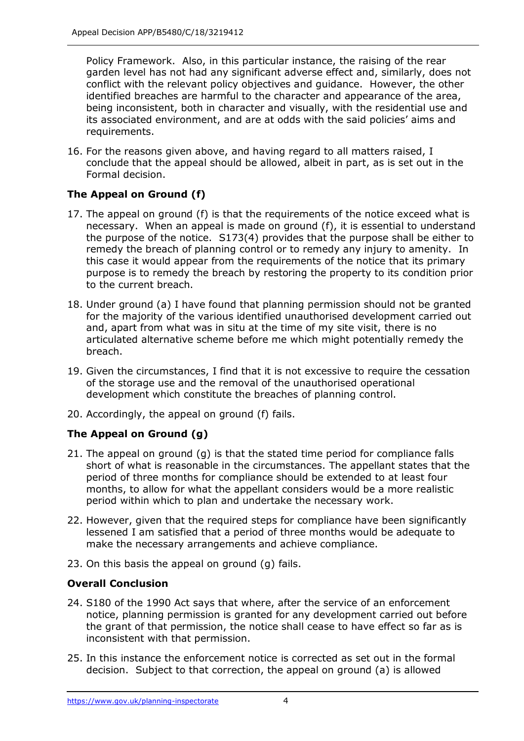Policy Framework. Also, in this particular instance, the raising of the rear garden level has not had any significant adverse effect and, similarly, does not conflict with the relevant policy objectives and guidance. However, the other identified breaches are harmful to the character and appearance of the area, being inconsistent, both in character and visually, with the residential use and its associated environment, and are at odds with the said policies' aims and requirements.

16. For the reasons given above, and having regard to all matters raised, I conclude that the appeal should be allowed, albeit in part, as is set out in the Formal decision.

## The Appeal on Ground (f)

17. The appeal on ground (f) is that the requirements of the notice exceed what is necessary. When an appeal is made on ground (f), it is essential to understand the purpose of the notice. S173(4) provides that the purpose shall be either to remedy the breach of planning control or to remedy any injury to amenity. In this case it would appear from the requirements of the notice that its primary purpose is to remedy the breach by restoring the property to its condition prior to the current breach.

18. Under ground (a) I have found that planning permission should not be granted for the majority of the various identified unauthorised development carried out and, apart from what was in situ at the time of my site visit, there is no articulated alternative scheme before me which might potentially remedy the breach.

19. Given the circumstances, I find that it is not excessive to require the cessation of the storage use and the removal of the unauthorised operational development which constitute the breaches of planning control.

20. Accordingly, the appeal on ground (f) fails.

## The Appeal on Ground (g)

21. The appeal on ground (g) is that the stated time period for compliance falls short of what is reasonable in the circumstances. The appellant states that the period of three months for compliance should be extended to at least four months, to allow for what the appellant considers would be a more realistic period within which to plan and undertake the necessary work.

22. However, given that the required steps for compliance have been significantly lessened I am satisfied that a period of three months would be adequate to make the necessary arrangements and achieve compliance.

23. On this basis the appeal on ground (g) fails.

## Overall Conclusion

24. S180 of the 1990 Act says that where, after the service of an enforcement notice, planning permission is granted for any development carried out before the grant of that permission, the notice shall cease to have effect so far as is inconsistent with that permission.

25. In this instance the enforcement notice is corrected as set out in the formal decision. Subject to that correction, the appeal on ground (a) is allowed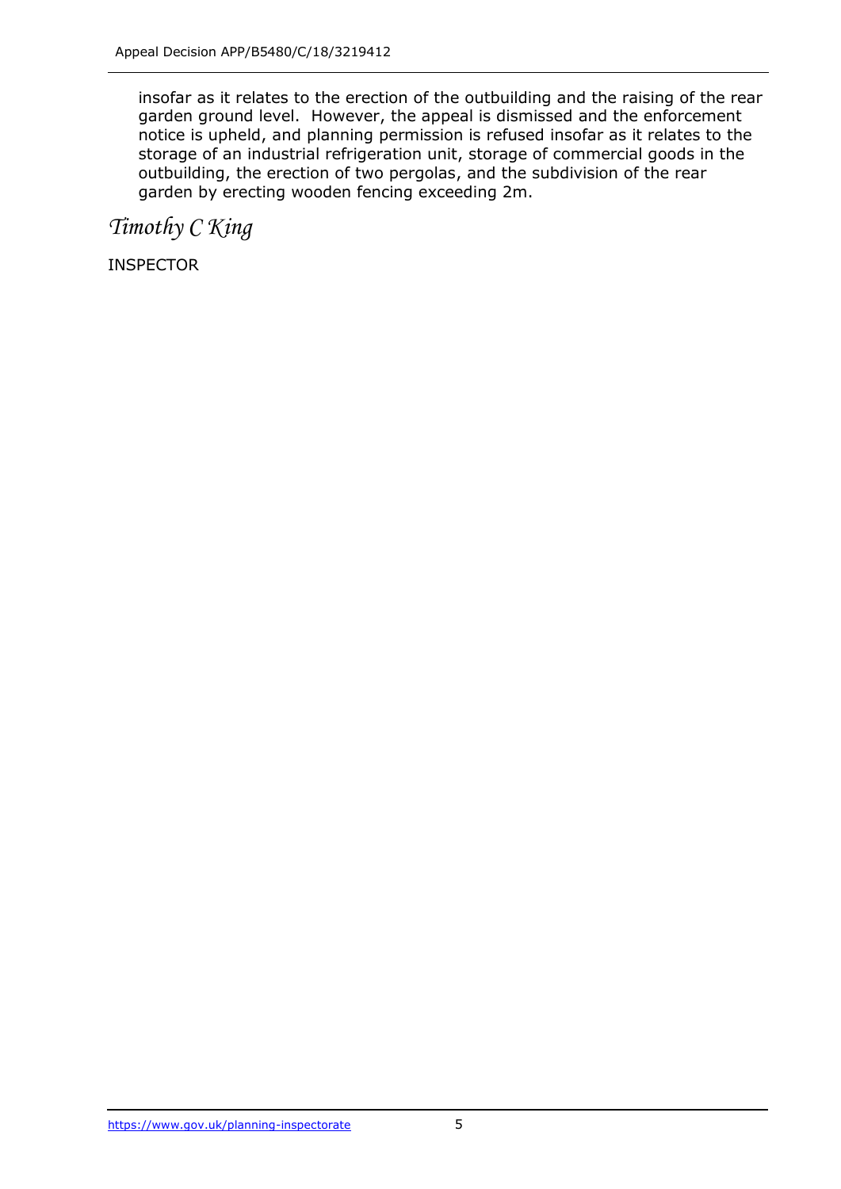insofar as it relates to the erection of the outbuilding and the raising of the rear garden ground level. However, the appeal is dismissed and the enforcement notice is upheld, and planning permission is refused insofar as it relates to the storage of an industrial refrigeration unit, storage of commercial goods in the outbuilding, the erection of two pergolas, and the subdivision of the rear garden by erecting wooden fencing exceeding 2m.

*Timothy C King*

INSPECTOR